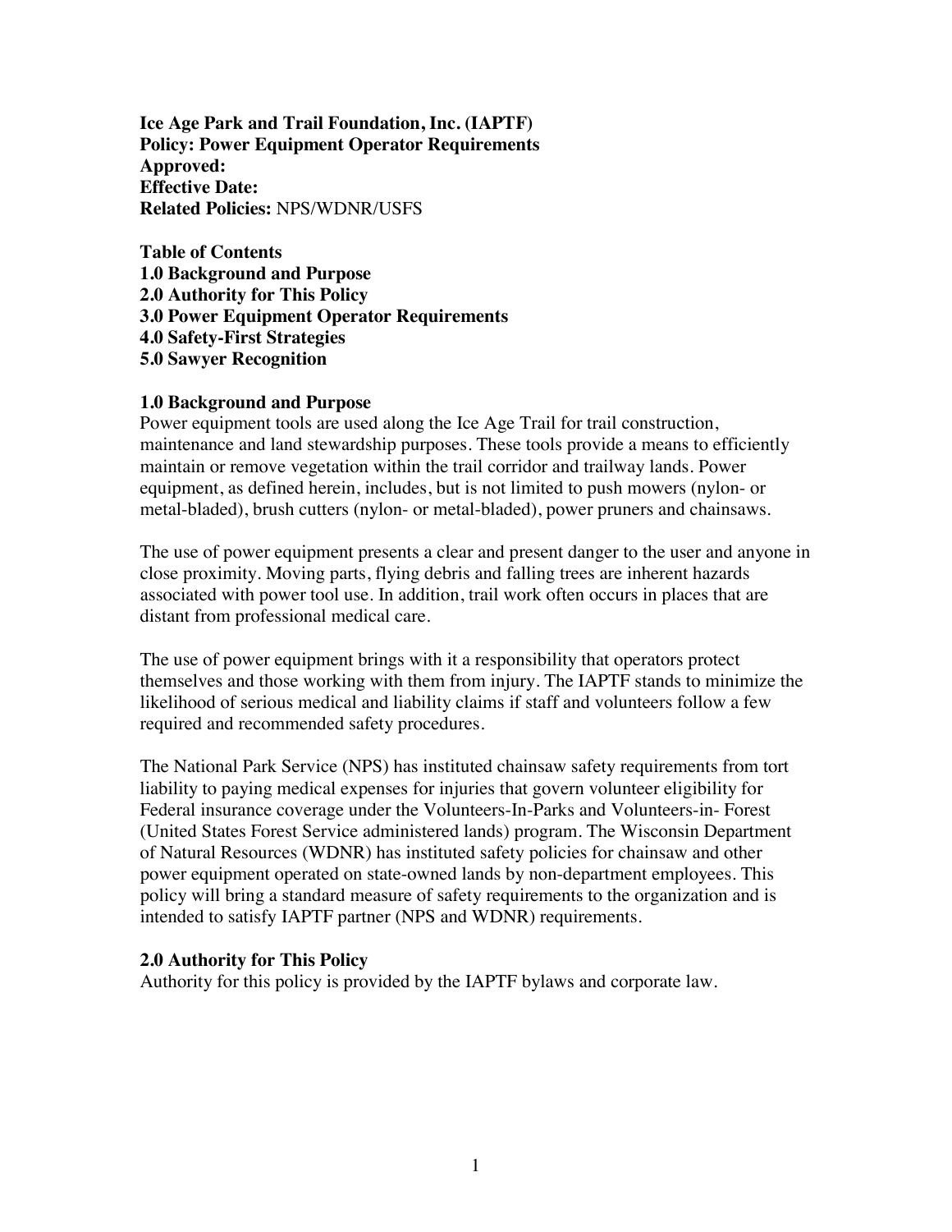**Ice Age Park and Trail Foundation, Inc. (IAPTF)**
**Policy: Power Equipment Operator Requirements**
**Approved:**
**Effective Date:**
**Related Policies:** NPS/WDNR/USFS

**Table of Contents**
**1.0 Background and Purpose**
**2.0 Authority for This Policy**
**3.0 Power Equipment Operator Requirements**
**4.0 Safety-First Strategies**
**5.0 Sawyer Recognition**

## 1.0 Background and Purpose

Power equipment tools are used along the Ice Age Trail for trail construction, maintenance and land stewardship purposes. These tools provide a means to efficiently maintain or remove vegetation within the trail corridor and trailway lands. Power equipment, as defined herein, includes, but is not limited to push mowers (nylon- or metal-bladed), brush cutters (nylon- or metal-bladed), power pruners and chainsaws.

The use of power equipment presents a clear and present danger to the user and anyone in close proximity. Moving parts, flying debris and falling trees are inherent hazards associated with power tool use. In addition, trail work often occurs in places that are distant from professional medical care.

The use of power equipment brings with it a responsibility that operators protect themselves and those working with them from injury. The IAPTF stands to minimize the likelihood of serious medical and liability claims if staff and volunteers follow a few required and recommended safety procedures.

The National Park Service (NPS) has instituted chainsaw safety requirements from tort liability to paying medical expenses for injuries that govern volunteer eligibility for Federal insurance coverage under the Volunteers-In-Parks and Volunteers-in- Forest (United States Forest Service administered lands) program. The Wisconsin Department of Natural Resources (WDNR) has instituted safety policies for chainsaw and other power equipment operated on state-owned lands by non-department employees. This policy will bring a standard measure of safety requirements to the organization and is intended to satisfy IAPTF partner (NPS and WDNR) requirements.

## 2.0 Authority for This Policy

Authority for this policy is provided by the IAPTF bylaws and corporate law.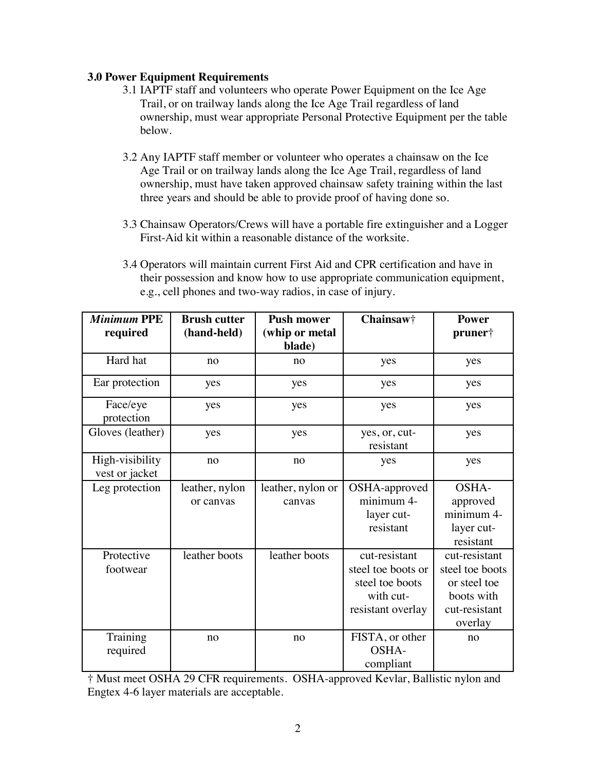**3.0 Power Equipment Requirements**

3.1 IAPTF staff and volunteers who operate Power Equipment on the Ice Age Trail, or on trailway lands along the Ice Age Trail regardless of land ownership, must wear appropriate Personal Protective Equipment per the table below.

3.2 Any IAPTF staff member or volunteer who operates a chainsaw on the Ice Age Trail or on trailway lands along the Ice Age Trail, regardless of land ownership, must have taken approved chainsaw safety training within the last three years and should be able to provide proof of having done so.

3.3 Chainsaw Operators/Crews will have a portable fire extinguisher and a Logger First-Aid kit within a reasonable distance of the worksite.

3.4 Operators will maintain current First Aid and CPR certification and have in their possession and know how to use appropriate communication equipment, e.g., cell phones and two-way radios, in case of injury.

| ***Minimum* PPE required** | **Brush cutter (hand-held)** | **Push mower (whip or metal blade)** | **Chainsaw†** | **Power pruner†** |
|---|---|---|---|---|
| Hard hat | no | no | yes | yes |
| Ear protection | yes | yes | yes | yes |
| Face/eye protection | yes | yes | yes | yes |
| Gloves (leather) | yes | yes | yes, or, cut-resistant | yes |
| High-visibility vest or jacket | no | no | yes | yes |
| Leg protection | leather, nylon or canvas | leather, nylon or canvas | OSHA-approved minimum 4-layer cut-resistant | OSHA-approved minimum 4-layer cut-resistant |
| Protective footwear | leather boots | leather boots | cut-resistant steel toe boots or steel toe boots with cut-resistant overlay | cut-resistant steel toe boots or steel toe boots with cut-resistant overlay |
| Training required | no | no | FISTA, or other OSHA-compliant | no |

† Must meet OSHA 29 CFR requirements. OSHA-approved Kevlar, Ballistic nylon and Engtex 4-6 layer materials are acceptable.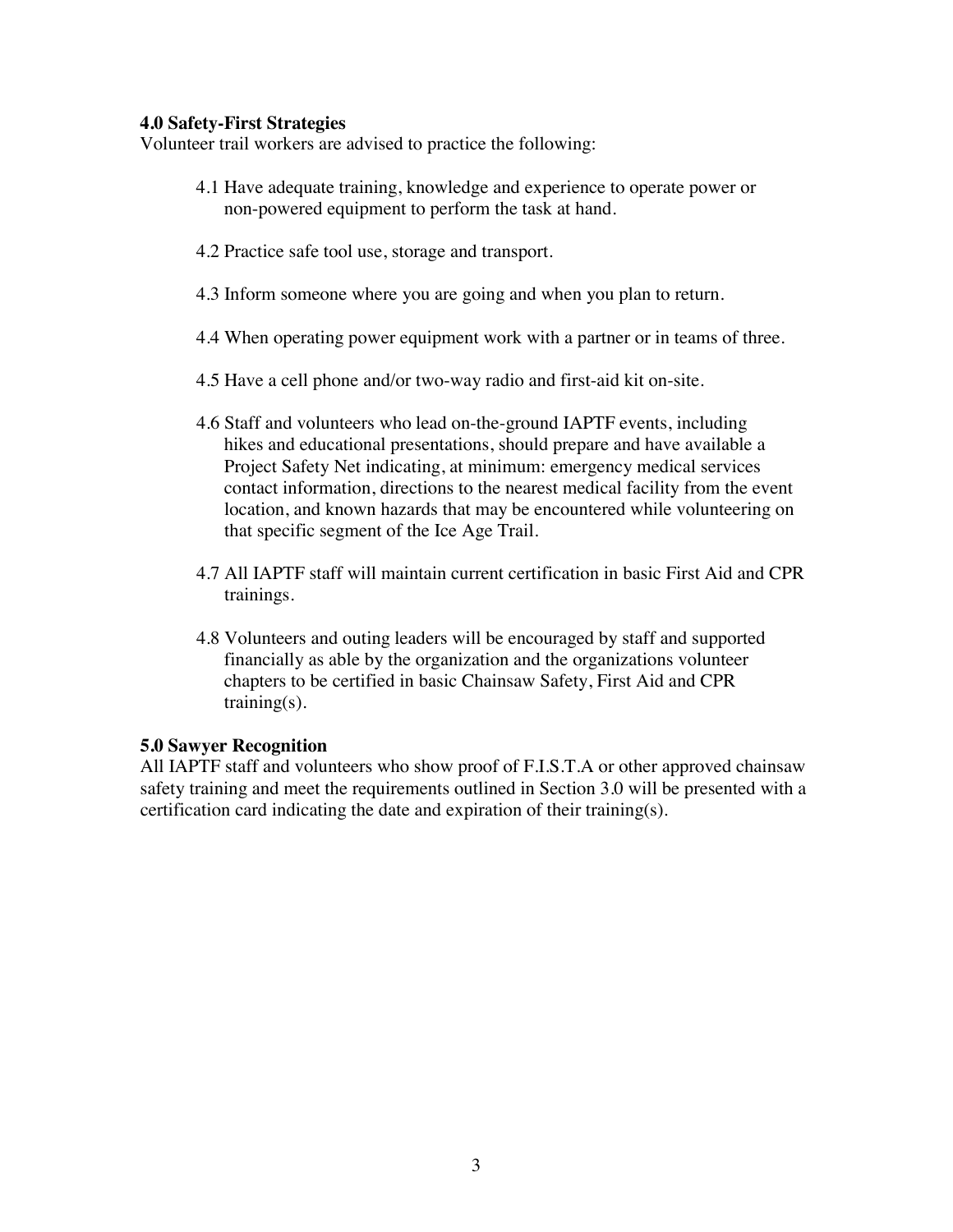**4.0 Safety-First Strategies**

Volunteer trail workers are advised to practice the following:

4.1 Have adequate training, knowledge and experience to operate power or non-powered equipment to perform the task at hand.

4.2 Practice safe tool use, storage and transport.

4.3 Inform someone where you are going and when you plan to return.

4.4 When operating power equipment work with a partner or in teams of three.

4.5 Have a cell phone and/or two-way radio and first-aid kit on-site.

4.6 Staff and volunteers who lead on-the-ground IAPTF events, including hikes and educational presentations, should prepare and have available a Project Safety Net indicating, at minimum: emergency medical services contact information, directions to the nearest medical facility from the event location, and known hazards that may be encountered while volunteering on that specific segment of the Ice Age Trail.

4.7 All IAPTF staff will maintain current certification in basic First Aid and CPR trainings.

4.8 Volunteers and outing leaders will be encouraged by staff and supported financially as able by the organization and the organizations volunteer chapters to be certified in basic Chainsaw Safety, First Aid and CPR training(s).

**5.0 Sawyer Recognition**

All IAPTF staff and volunteers who show proof of F.I.S.T.A or other approved chainsaw safety training and meet the requirements outlined in Section 3.0 will be presented with a certification card indicating the date and expiration of their training(s).